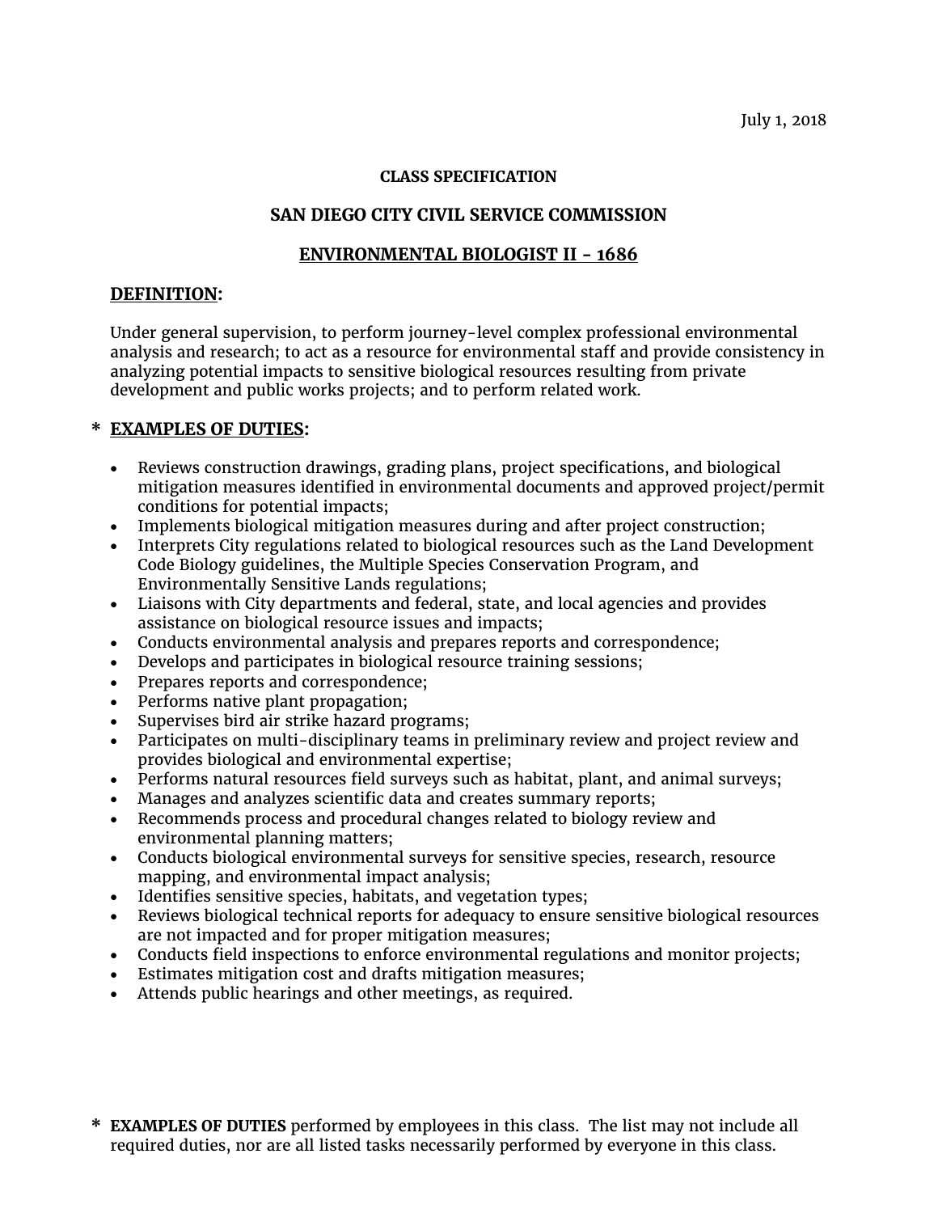July 1, 2018

**CLASS SPECIFICATION**

**SAN DIEGO CITY CIVIL SERVICE COMMISSION**

**ENVIRONMENTAL BIOLOGIST II - 1686**

## DEFINITION:

Under general supervision, to perform journey-level complex professional environmental analysis and research; to act as a resource for environmental staff and provide consistency in analyzing potential impacts to sensitive biological resources resulting from private development and public works projects; and to perform related work.

## * EXAMPLES OF DUTIES:

- Reviews construction drawings, grading plans, project specifications, and biological mitigation measures identified in environmental documents and approved project/permit conditions for potential impacts;
- Implements biological mitigation measures during and after project construction;
- Interprets City regulations related to biological resources such as the Land Development Code Biology guidelines, the Multiple Species Conservation Program, and Environmentally Sensitive Lands regulations;
- Liaisons with City departments and federal, state, and local agencies and provides assistance on biological resource issues and impacts;
- Conducts environmental analysis and prepares reports and correspondence;
- Develops and participates in biological resource training sessions;
- Prepares reports and correspondence;
- Performs native plant propagation;
- Supervises bird air strike hazard programs;
- Participates on multi-disciplinary teams in preliminary review and project review and provides biological and environmental expertise;
- Performs natural resources field surveys such as habitat, plant, and animal surveys;
- Manages and analyzes scientific data and creates summary reports;
- Recommends process and procedural changes related to biology review and environmental planning matters;
- Conducts biological environmental surveys for sensitive species, research, resource mapping, and environmental impact analysis;
- Identifies sensitive species, habitats, and vegetation types;
- Reviews biological technical reports for adequacy to ensure sensitive biological resources are not impacted and for proper mitigation measures;
- Conducts field inspections to enforce environmental regulations and monitor projects;
- Estimates mitigation cost and drafts mitigation measures;
- Attends public hearings and other meetings, as required.

\* **EXAMPLES OF DUTIES** performed by employees in this class. The list may not include all required duties, nor are all listed tasks necessarily performed by everyone in this class.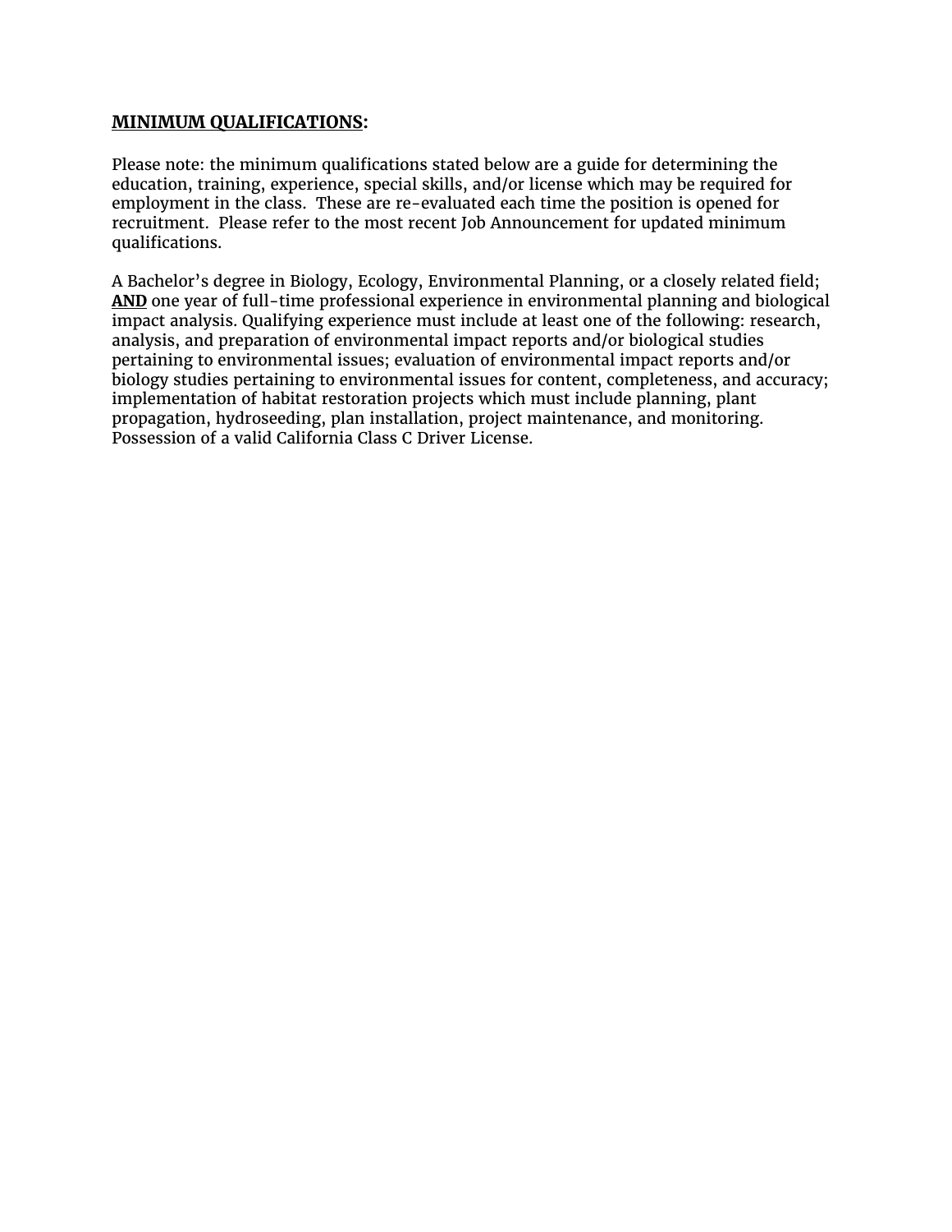**MINIMUM QUALIFICATIONS**:

Please note: the minimum qualifications stated below are a guide for determining the education, training, experience, special skills, and/or license which may be required for employment in the class. These are re-evaluated each time the position is opened for recruitment. Please refer to the most recent Job Announcement for updated minimum qualifications.

A Bachelor's degree in Biology, Ecology, Environmental Planning, or a closely related field; **AND** one year of full-time professional experience in environmental planning and biological impact analysis. Qualifying experience must include at least one of the following: research, analysis, and preparation of environmental impact reports and/or biological studies pertaining to environmental issues; evaluation of environmental impact reports and/or biology studies pertaining to environmental issues for content, completeness, and accuracy; implementation of habitat restoration projects which must include planning, plant propagation, hydroseeding, plan installation, project maintenance, and monitoring. Possession of a valid California Class C Driver License.